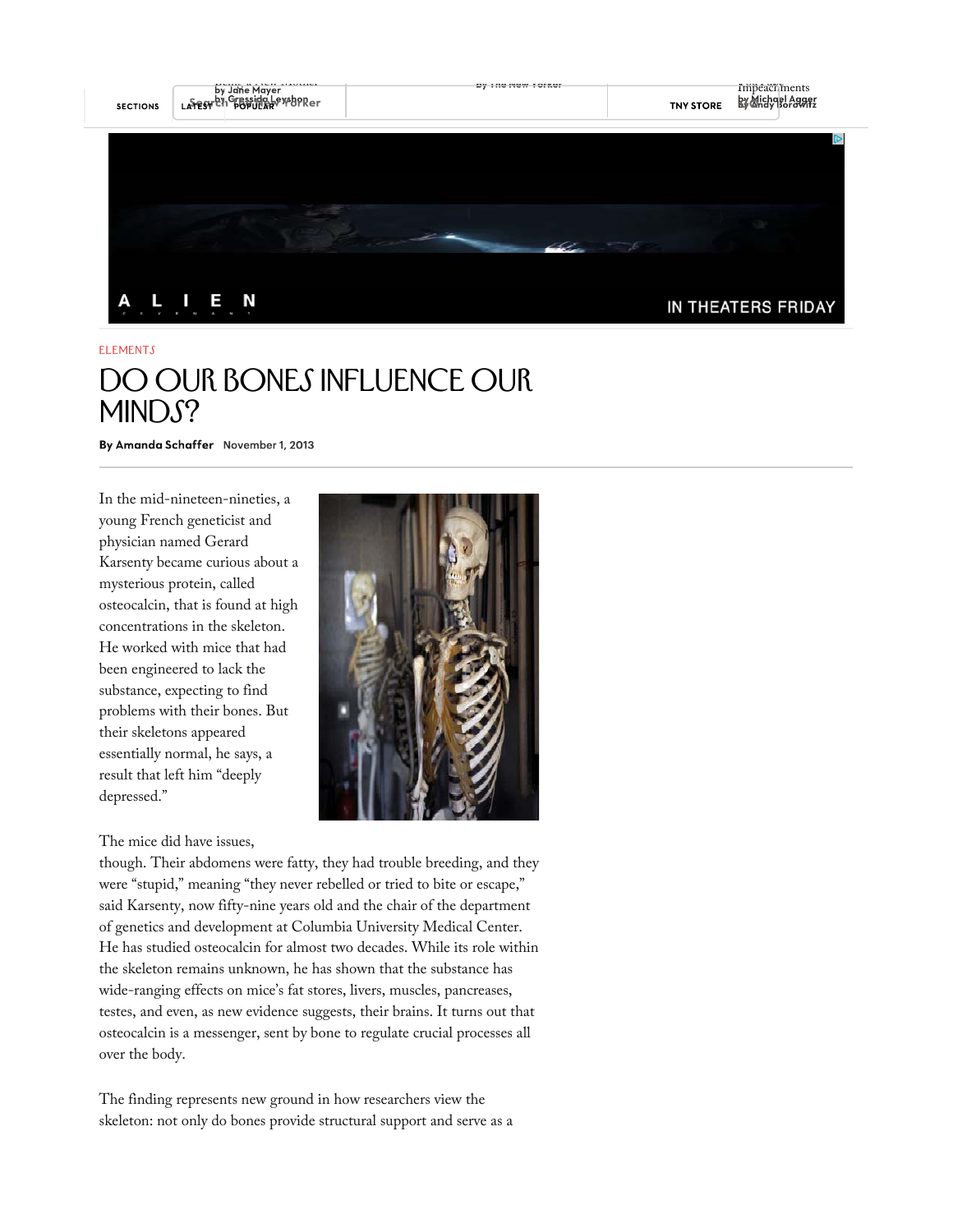ELEMENTS

# DO OUR BONES INFLUENCE OUR MINDS?

**By Amanda Schaffer** November 1, 2013

In the mid-nineteen-nineties, a young French geneticist and physician named Gerard Karsenty became curious about a mysterious protein, called osteocalcin, that is found at high concentrations in the skeleton. He worked with mice that had been engineered to lack the substance, expecting to find problems with their bones. But their skeletons appeared essentially normal, he says, a result that left him "deeply depressed."

The mice did have issues, though. Their abdomens were fatty, they had trouble breeding, and they were "stupid," meaning "they never rebelled or tried to bite or escape," said Karsenty, now fifty-nine years old and the chair of the department of genetics and development at Columbia University Medical Center. He has studied osteocalcin for almost two decades. While its role within the skeleton remains unknown, he has shown that the substance has wide-ranging effects on mice's fat stores, livers, muscles, pancreases, testes, and even, as new evidence suggests, their brains. It turns out that osteocalcin is a messenger, sent by bone to regulate crucial processes all over the body.

The finding represents new ground in how researchers view the skeleton: not only do bones provide structural support and serve as a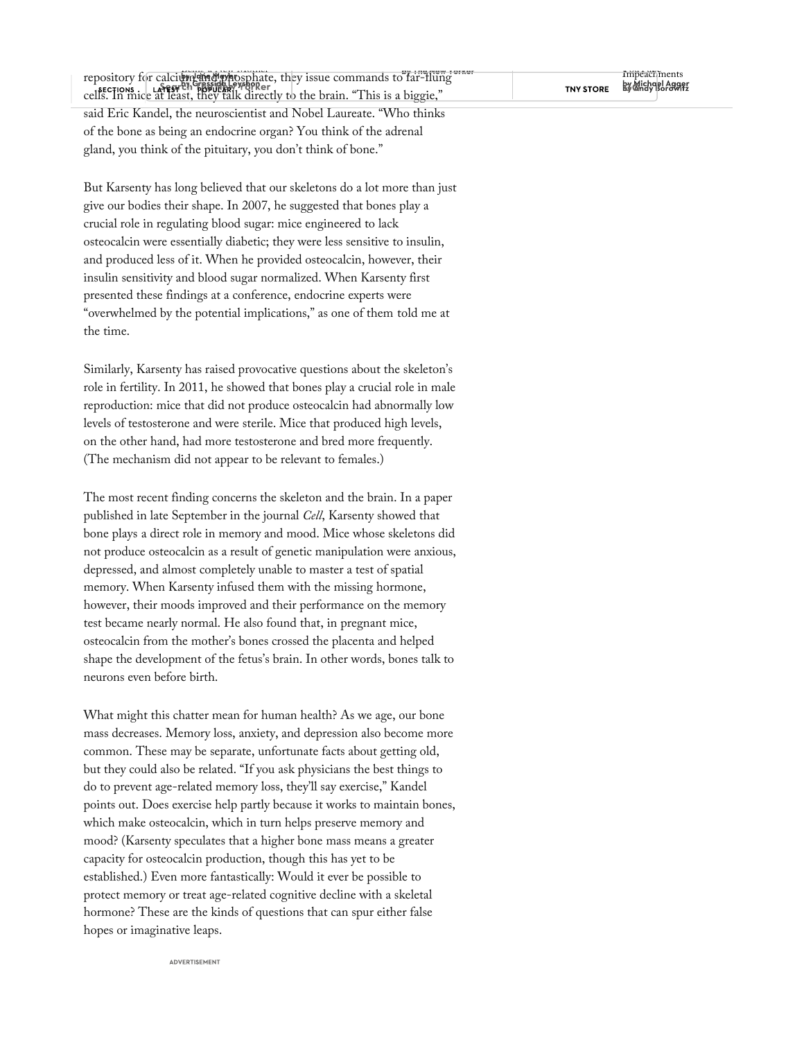repository for calcium and phosphate, they issue commands to far-flung cells. In mice at least, they talk directly to the brain. "This is a biggie," said Eric Kandel, the neuroscientist and Nobel Laureate. "Who thinks of the bone as being an endocrine organ? You think of the adrenal gland, you think of the pituitary, you don't think of bone."

But Karsenty has long believed that our skeletons do a lot more than just give our bodies their shape. In 2007, he suggested that bones play a crucial role in regulating blood sugar: mice engineered to lack osteocalcin were essentially diabetic; they were less sensitive to insulin, and produced less of it. When he provided osteocalcin, however, their insulin sensitivity and blood sugar normalized. When Karsenty first presented these findings at a conference, endocrine experts were "overwhelmed by the potential implications," as one of them told me at the time.

Similarly, Karsenty has raised provocative questions about the skeleton's role in fertility. In 2011, he showed that bones play a crucial role in male reproduction: mice that did not produce osteocalcin had abnormally low levels of testosterone and were sterile. Mice that produced high levels, on the other hand, had more testosterone and bred more frequently. (The mechanism did not appear to be relevant to females.)

The most recent finding concerns the skeleton and the brain. In a paper published in late September in the journal *Cell*, Karsenty showed that bone plays a direct role in memory and mood. Mice whose skeletons did not produce osteocalcin as a result of genetic manipulation were anxious, depressed, and almost completely unable to master a test of spatial memory. When Karsenty infused them with the missing hormone, however, their moods improved and their performance on the memory test became nearly normal. He also found that, in pregnant mice, osteocalcin from the mother's bones crossed the placenta and helped shape the development of the fetus's brain. In other words, bones talk to neurons even before birth.

What might this chatter mean for human health? As we age, our bone mass decreases. Memory loss, anxiety, and depression also become more common. These may be separate, unfortunate facts about getting old, but they could also be related. "If you ask physicians the best things to do to prevent age-related memory loss, they'll say exercise," Kandel points out. Does exercise help partly because it works to maintain bones, which make osteocalcin, which in turn helps preserve memory and mood? (Karsenty speculates that a higher bone mass means a greater capacity for osteocalcin production, though this has yet to be established.) Even more fantastically: Would it ever be possible to protect memory or treat age-related cognitive decline with a skeletal hormone? These are the kinds of questions that can spur either false hopes or imaginative leaps.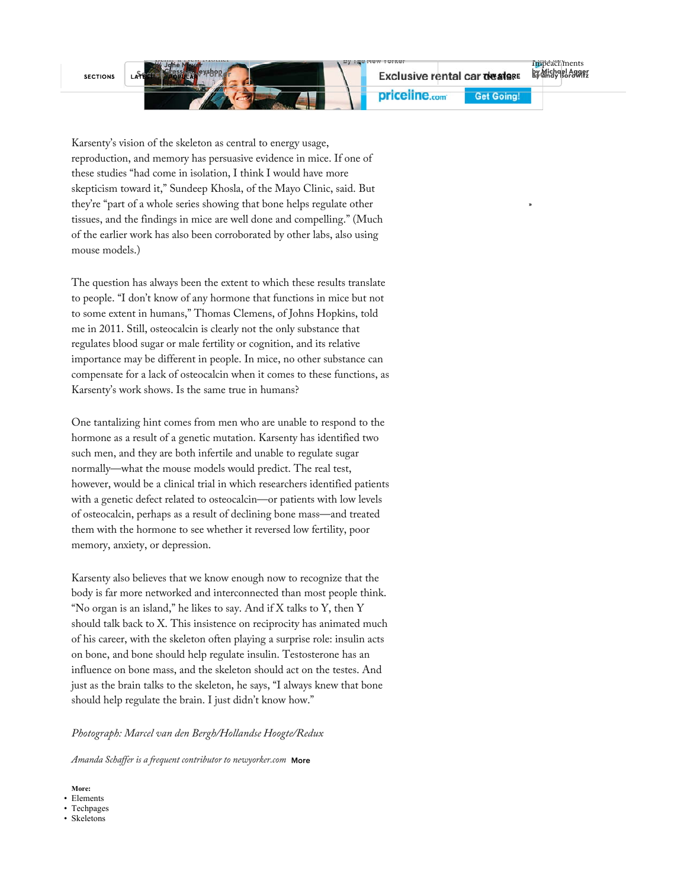Karsenty's vision of the skeleton as central to energy usage, reproduction, and memory has persuasive evidence in mice. If one of these studies "had come in isolation, I think I would have more skepticism toward it," Sundeep Khosla, of the Mayo Clinic, said. But they're "part of a whole series showing that bone helps regulate other tissues, and the findings in mice are well done and compelling." (Much of the earlier work has also been corroborated by other labs, also using mouse models.)

The question has always been the extent to which these results translate to people. "I don't know of any hormone that functions in mice but not to some extent in humans," Thomas Clemens, of Johns Hopkins, told me in 2011. Still, osteocalcin is clearly not the only substance that regulates blood sugar or male fertility or cognition, and its relative importance may be different in people. In mice, no other substance can compensate for a lack of osteocalcin when it comes to these functions, as Karsenty's work shows. Is the same true in humans?

One tantalizing hint comes from men who are unable to respond to the hormone as a result of a genetic mutation. Karsenty has identified two such men, and they are both infertile and unable to regulate sugar normally—what the mouse models would predict. The real test, however, would be a clinical trial in which researchers identified patients with a genetic defect related to osteocalcin—or patients with low levels of osteocalcin, perhaps as a result of declining bone mass—and treated them with the hormone to see whether it reversed low fertility, poor memory, anxiety, or depression.

Karsenty also believes that we know enough now to recognize that the body is far more networked and interconnected than most people think. "No organ is an island," he likes to say. And if X talks to Y, then Y should talk back to X. This insistence on reciprocity has animated much of his career, with the skeleton often playing a surprise role: insulin acts on bone, and bone should help regulate insulin. Testosterone has an influence on bone mass, and the skeleton should act on the testes. And just as the brain talks to the skeleton, he says, "I always knew that bone should help regulate the brain. I just didn't know how."

*Photograph: Marcel van den Bergh/Hollandse Hoogte/Redux*

*Amanda Schaffer is a frequent contributor to newyorker.com* **More**

**More:**

- Elements
- Techpages
- Skeletons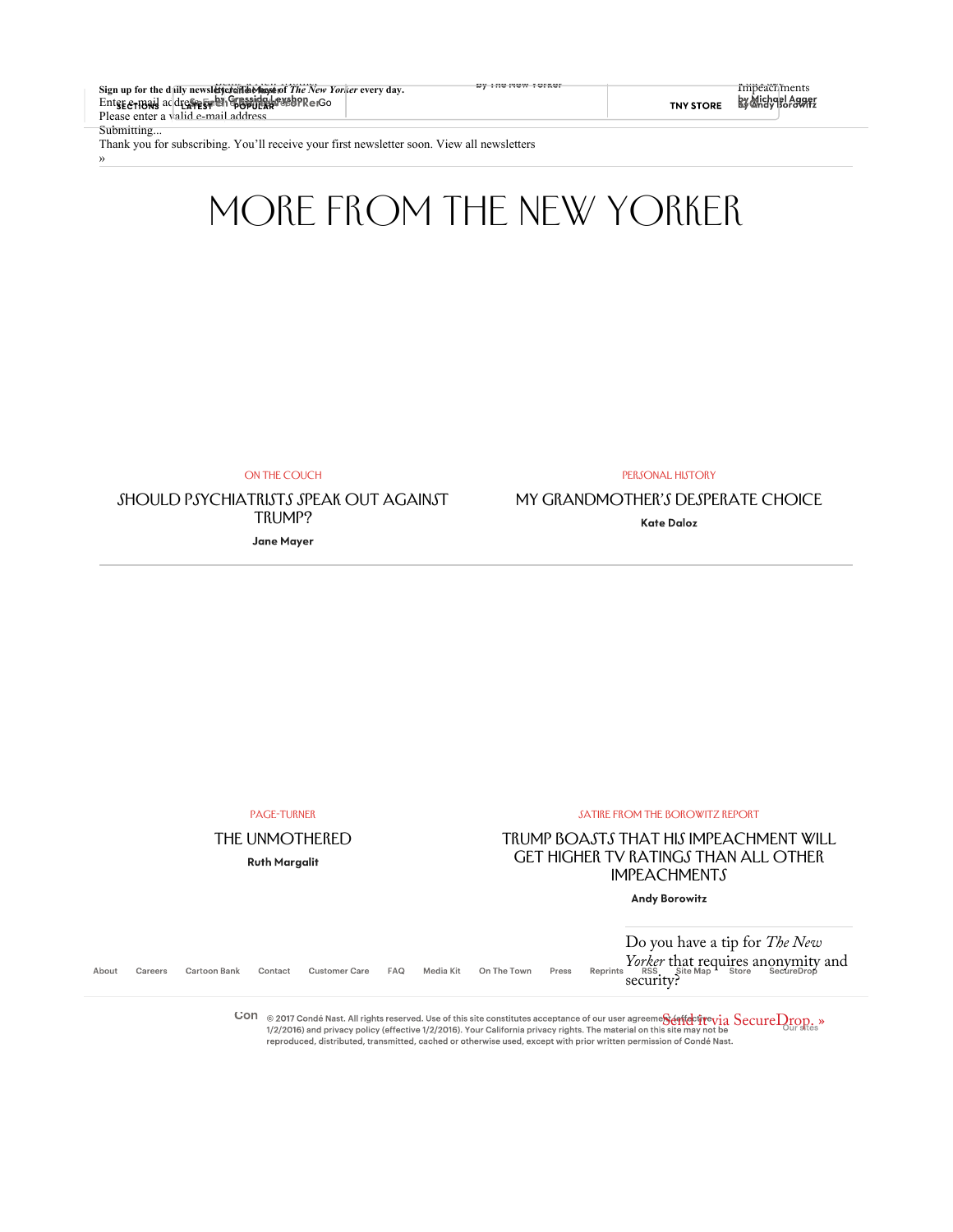Sign up for the daily newsletter: The best of *The New Yorker* every day.

Enter e-mail address Go

Please enter a valid e-mail address

Submitting...

Thank you for subscribing. You'll receive your first newsletter soon. View all newsletters »

# MORE FROM THE NEW YORKER

ON THE COUCH

## SHOULD PSYCHIATRISTS SPEAK OUT AGAINST TRUMP?

**Jane Mayer**

PERSONAL HISTORY

## MY GRANDMOTHER'S DESPERATE CHOICE

**Kate Daloz**

PAGE-TURNER

## THE UNMOTHERED

**Ruth Margalit**

SATIRE FROM THE BOROWITZ REPORT

## TRUMP BOASTS THAT HIS IMPEACHMENT WILL GET HIGHER TV RATINGS THAN ALL OTHER IMPEACHMENTS

**Andy Borowitz**

Do you have a tip for *The New Yorker* that requires anonymity and security?

Send it via SecureDrop. »

About Careers Cartoon Bank Contact Customer Care FAQ Media Kit On The Town Press Reprints RSS Site Map Store SecureDrop

© 2017 Condé Nast. All rights reserved. Use of this site constitutes acceptance of our user agreement (effective 1/2/2016) and privacy policy (effective 1/2/2016). Your California privacy rights. The material on this site may not be reproduced, distributed, transmitted, cached or otherwise used, except with prior written permission of Condé Nast.